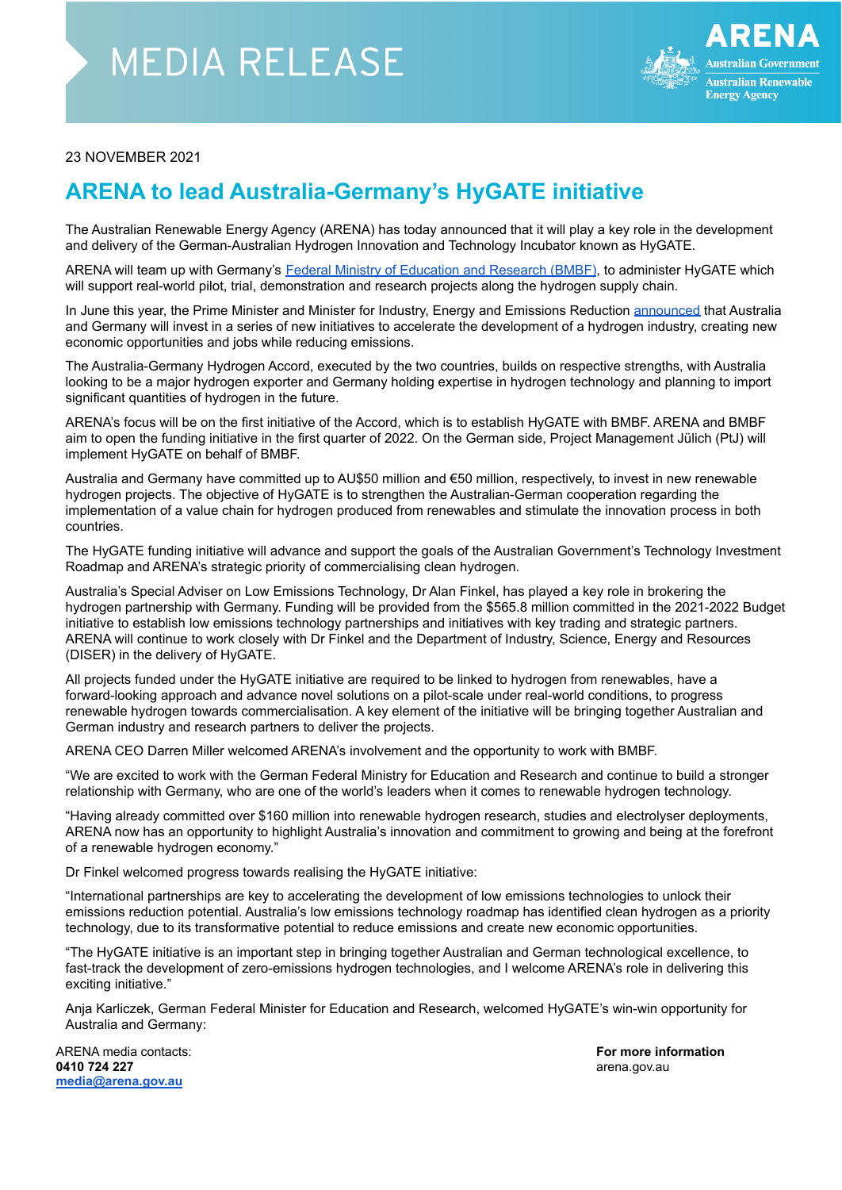MEDIA RELEASE

23 NOVEMBER 2021

# ARENA to lead Australia-Germany's HyGATE initiative

The Australian Renewable Energy Agency (ARENA) has today announced that it will play a key role in the development and delivery of the German-Australian Hydrogen Innovation and Technology Incubator known as HyGATE.

ARENA will team up with Germany's Federal Ministry of Education and Research (BMBF), to administer HyGATE which will support real-world pilot, trial, demonstration and research projects along the hydrogen supply chain.

In June this year, the Prime Minister and Minister for Industry, Energy and Emissions Reduction announced that Australia and Germany will invest in a series of new initiatives to accelerate the development of a hydrogen industry, creating new economic opportunities and jobs while reducing emissions.

The Australia-Germany Hydrogen Accord, executed by the two countries, builds on respective strengths, with Australia looking to be a major hydrogen exporter and Germany holding expertise in hydrogen technology and planning to import significant quantities of hydrogen in the future.

ARENA's focus will be on the first initiative of the Accord, which is to establish HyGATE with BMBF. ARENA and BMBF aim to open the funding initiative in the first quarter of 2022. On the German side, Project Management Jülich (PtJ) will implement HyGATE on behalf of BMBF.

Australia and Germany have committed up to AU$50 million and €50 million, respectively, to invest in new renewable hydrogen projects. The objective of HyGATE is to strengthen the Australian-German cooperation regarding the implementation of a value chain for hydrogen produced from renewables and stimulate the innovation process in both countries.

The HyGATE funding initiative will advance and support the goals of the Australian Government's Technology Investment Roadmap and ARENA's strategic priority of commercialising clean hydrogen.

Australia's Special Adviser on Low Emissions Technology, Dr Alan Finkel, has played a key role in brokering the hydrogen partnership with Germany. Funding will be provided from the $565.8 million committed in the 2021-2022 Budget initiative to establish low emissions technology partnerships and initiatives with key trading and strategic partners. ARENA will continue to work closely with Dr Finkel and the Department of Industry, Science, Energy and Resources (DISER) in the delivery of HyGATE.

All projects funded under the HyGATE initiative are required to be linked to hydrogen from renewables, have a forward-looking approach and advance novel solutions on a pilot-scale under real-world conditions, to progress renewable hydrogen towards commercialisation. A key element of the initiative will be bringing together Australian and German industry and research partners to deliver the projects.

ARENA CEO Darren Miller welcomed ARENA's involvement and the opportunity to work with BMBF.

"We are excited to work with the German Federal Ministry for Education and Research and continue to build a stronger relationship with Germany, who are one of the world's leaders when it comes to renewable hydrogen technology.

"Having already committed over $160 million into renewable hydrogen research, studies and electrolyser deployments, ARENA now has an opportunity to highlight Australia's innovation and commitment to growing and being at the forefront of a renewable hydrogen economy."

Dr Finkel welcomed progress towards realising the HyGATE initiative:

"International partnerships are key to accelerating the development of low emissions technologies to unlock their emissions reduction potential. Australia's low emissions technology roadmap has identified clean hydrogen as a priority technology, due to its transformative potential to reduce emissions and create new economic opportunities.

"The HyGATE initiative is an important step in bringing together Australian and German technological excellence, to fast-track the development of zero-emissions hydrogen technologies, and I welcome ARENA's role in delivering this exciting initiative."

Anja Karliczek, German Federal Minister for Education and Research, welcomed HyGATE's win-win opportunity for Australia and Germany: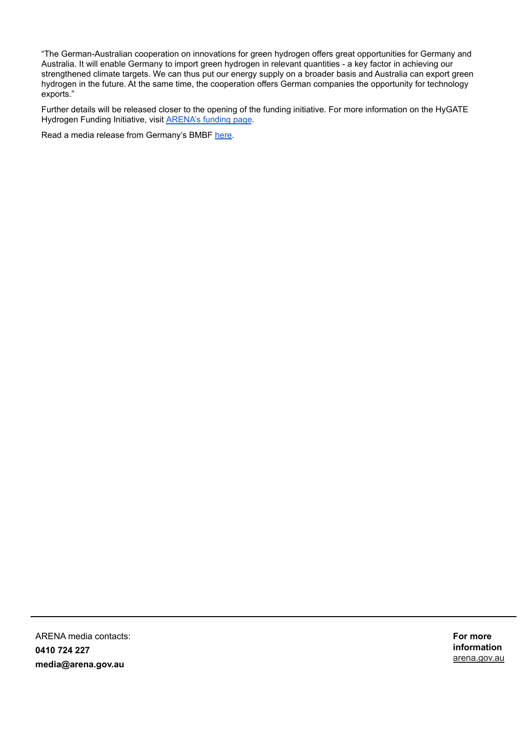"The German-Australian cooperation on innovations for green hydrogen offers great opportunities for Germany and Australia. It will enable Germany to import green hydrogen in relevant quantities - a key factor in achieving our strengthened climate targets. We can thus put our energy supply on a broader basis and Australia can export green hydrogen in the future. At the same time, the cooperation offers German companies the opportunity for technology exports."

Further details will be released closer to the opening of the funding initiative. For more information on the HyGATE Hydrogen Funding Initiative, visit ARENA's funding page.

Read a media release from Germany's BMBF here.

ARENA media contacts:
**0410 724 227**
**media@arena.gov.au**

**For more information**
arena.gov.au